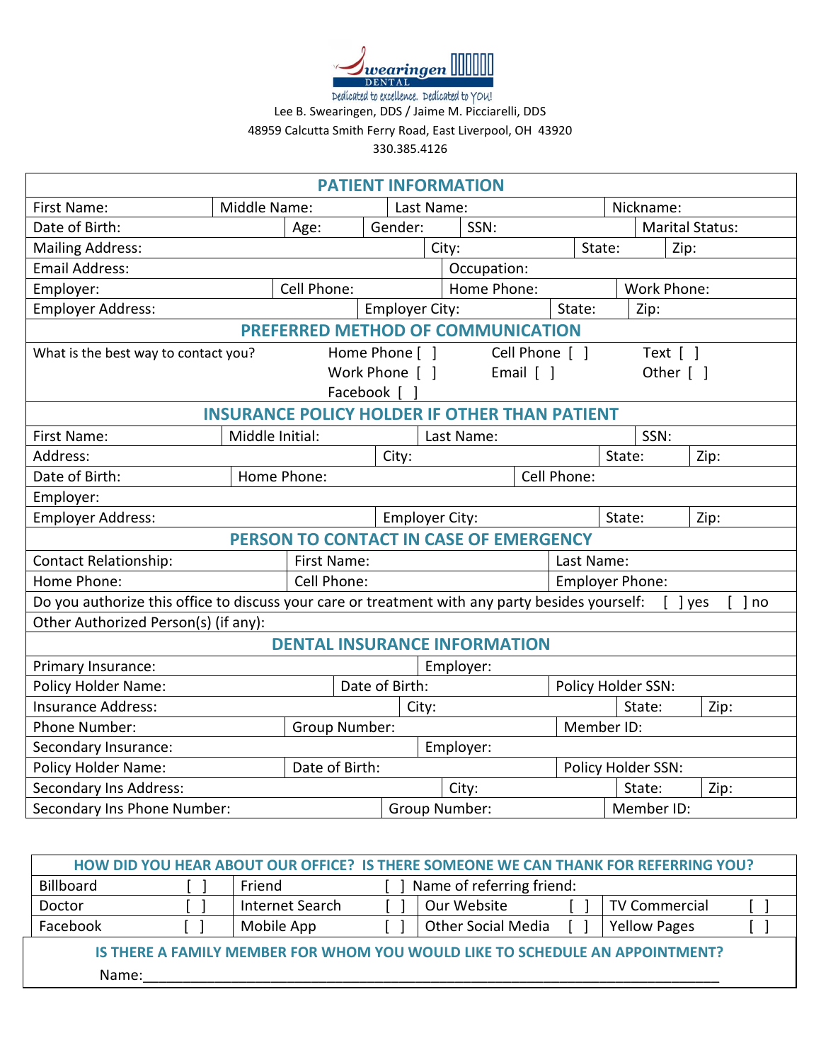Swearingen DENTAL

Dedicated to excellence. Dedicated to YOU!

Lee B. Swearingen, DDS / Jaime M. Picciarelli, DDS

48959 Calcutta Smith Ferry Road, East Liverpool, OH 43920

330.385.4126

## PATIENT INFORMATION

| First Name: | Middle Name: | Last Name: | Nickname: |
|---|---|---|---|
| Date of Birth: | Age: | Gender: | SSN: | Marital Status: |
| Mailing Address: | City: | State: | Zip: |
| Email Address: | Occupation: | | |
| Employer: | Cell Phone: | Home Phone: | Work Phone: |
| Employer Address: | Employer City: | State: | Zip: |

## PREFERRED METHOD OF COMMUNICATION

What is the best way to contact you?

Home Phone [ ]     Cell Phone [ ]     Text [ ]
Work Phone [ ]     Email [ ]     Other [ ]
Facebook [ ]

## INSURANCE POLICY HOLDER IF OTHER THAN PATIENT

| First Name: | Middle Initial: | Last Name: | SSN: |
|---|---|---|---|
| Address: | City: | State: | Zip: |
| Date of Birth: | Home Phone: | Cell Phone: | |
| Employer: | | | |
| Employer Address: | Employer City: | State: | Zip: |

## PERSON TO CONTACT IN CASE OF EMERGENCY

| Contact Relationship: | First Name: | Last Name: |
|---|---|---|
| Home Phone: | Cell Phone: | Employer Phone: |

Do you authorize this office to discuss your care or treatment with any party besides yourself: [ ] yes [ ] no

Other Authorized Person(s) (if any):

## DENTAL INSURANCE INFORMATION

| Primary Insurance: | Employer: | | |
|---|---|---|---|
| Policy Holder Name: | Date of Birth: | Policy Holder SSN: | |
| Insurance Address: | City: | State: | Zip: |
| Phone Number: | Group Number: | Member ID: | |
| Secondary Insurance: | Employer: | | |
| Policy Holder Name: | Date of Birth: | Policy Holder SSN: | |
| Secondary Ins Address: | City: | State: | Zip: |
| Secondary Ins Phone Number: | Group Number: | Member ID: | |

## HOW DID YOU HEAR ABOUT OUR OFFICE? IS THERE SOMEONE WE CAN THANK FOR REFERRING YOU?

| Billboard [ ] | Friend [ ] | Name of referring friend: | |
|---|---|---|---|
| Doctor [ ] | Internet Search [ ] | Our Website [ ] | TV Commercial [ ] |
| Facebook [ ] | Mobile App [ ] | Other Social Media [ ] | Yellow Pages [ ] |

## IS THERE A FAMILY MEMBER FOR WHOM YOU WOULD LIKE TO SCHEDULE AN APPOINTMENT?

Name:_______________________________________________________________________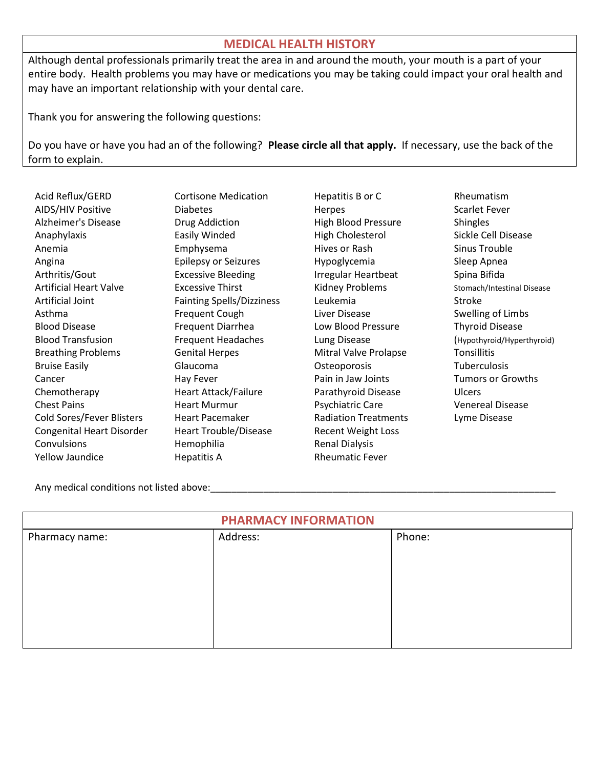## MEDICAL HEALTH HISTORY

Although dental professionals primarily treat the area in and around the mouth, your mouth is a part of your entire body. Health problems you may have or medications you may be taking could impact your oral health and may have an important relationship with your dental care.

Thank you for answering the following questions:

Do you have or have you had an of the following? **Please circle all that apply.** If necessary, use the back of the form to explain.

Acid Reflux/GERD
AIDS/HIV Positive
Alzheimer's Disease
Anaphylaxis
Anemia
Angina
Arthritis/Gout
Artificial Heart Valve
Artificial Joint
Asthma
Blood Disease
Blood Transfusion
Breathing Problems
Bruise Easily
Cancer
Chemotherapy
Chest Pains
Cold Sores/Fever Blisters
Congenital Heart Disorder
Convulsions
Yellow Jaundice

Cortisone Medication
Diabetes
Drug Addiction
Easily Winded
Emphysema
Epilepsy or Seizures
Excessive Bleeding
Excessive Thirst
Fainting Spells/Dizziness
Frequent Cough
Frequent Diarrhea
Frequent Headaches
Genital Herpes
Glaucoma
Hay Fever
Heart Attack/Failure
Heart Murmur
Heart Pacemaker
Heart Trouble/Disease
Hemophilia
Hepatitis A

Hepatitis B or C
Herpes
High Blood Pressure
High Cholesterol
Hives or Rash
Hypoglycemia
Irregular Heartbeat
Kidney Problems
Leukemia
Liver Disease
Low Blood Pressure
Lung Disease
Mitral Valve Prolapse
Osteoporosis
Pain in Jaw Joints
Parathyroid Disease
Psychiatric Care
Radiation Treatments
Recent Weight Loss
Renal Dialysis
Rheumatic Fever

Rheumatism
Scarlet Fever
Shingles
Sickle Cell Disease
Sinus Trouble
Sleep Apnea
Spina Bifida
Stomach/Intestinal Disease
Stroke
Swelling of Limbs
Thyroid Disease (Hypothyroid/Hyperthyroid)
Tonsillitis
Tuberculosis
Tumors or Growths
Ulcers
Venereal Disease
Lyme Disease

Any medical conditions not listed above:___________________________________________________________________

## PHARMACY INFORMATION

| Pharmacy name: | Address: | Phone: |
| --- | --- | --- |
| | | |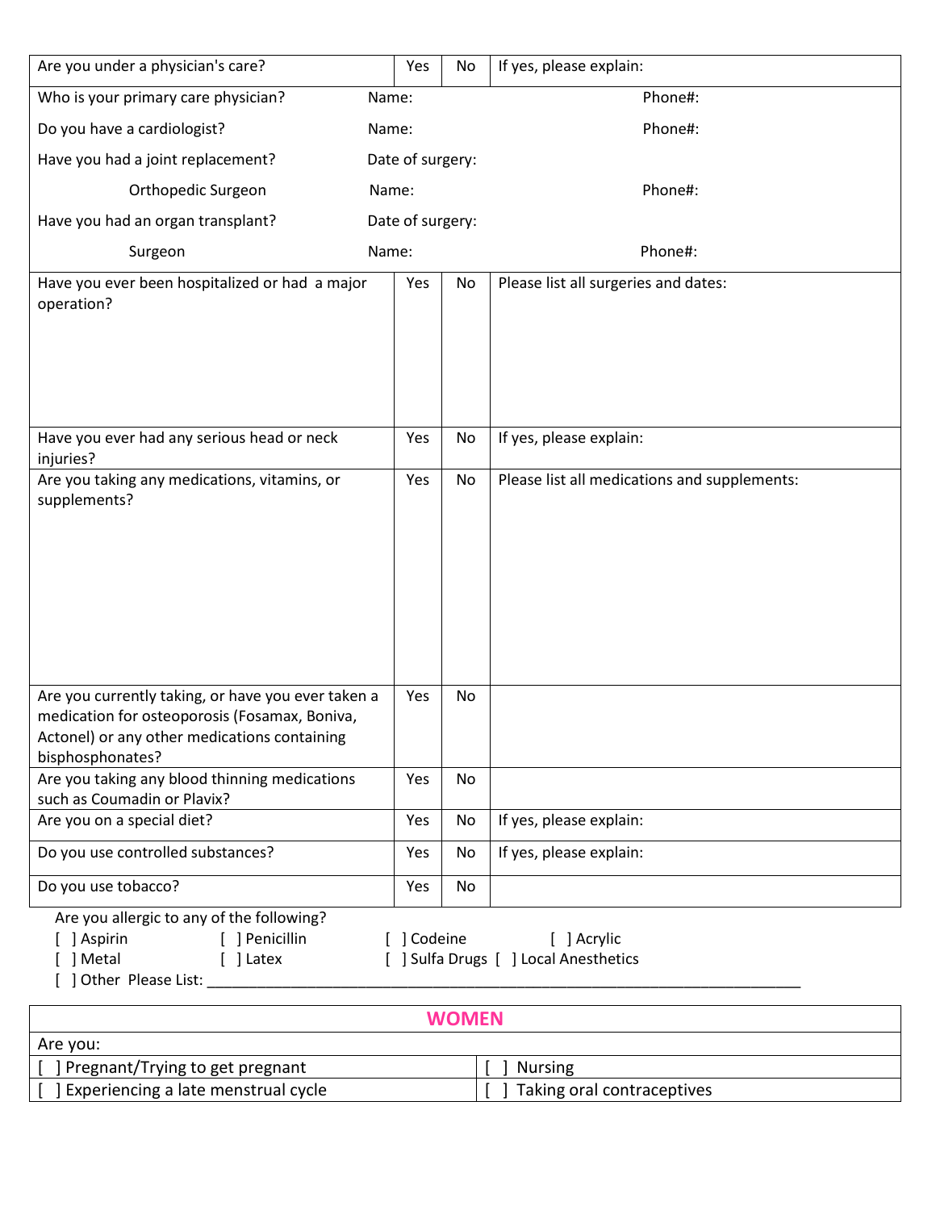| Are you under a physician's care? | Yes | No | If yes, please explain: |
|---|---|---|---|
| Who is your primary care physician? | Name: | | Phone#: |
| Do you have a cardiologist? | Name: | | Phone#: |
| Have you had a joint replacement? | Date of surgery: | | |
| Orthopedic Surgeon | Name: | | Phone#: |
| Have you had an organ transplant? | Date of surgery: | | |
| Surgeon | Name: | | Phone#: |
| Have you ever been hospitalized or had a major operation? | Yes | No | Please list all surgeries and dates: |
| Have you ever had any serious head or neck injuries? | Yes | No | If yes, please explain: |
| Are you taking any medications, vitamins, or supplements? | Yes | No | Please list all medications and supplements: |
| Are you currently taking, or have you ever taken a medication for osteoporosis (Fosamax, Boniva, Actonel) or any other medications containing bisphosphonates? | Yes | No | |
| Are you taking any blood thinning medications such as Coumadin or Plavix? | Yes | No | |
| Are you on a special diet? | Yes | No | If yes, please explain: |
| Do you use controlled substances? | Yes | No | If yes, please explain: |
| Do you use tobacco? | Yes | No | |

Are you allergic to any of the following?

[ ] Aspirin [ ] Penicillin [ ] Codeine [ ] Acrylic

[ ] Metal [ ] Latex [ ] Sulfa Drugs [ ] Local Anesthetics

[ ] Other Please List: ______________________________________________________________________________

| WOMEN | |
|---|---|
| Are you: | |
| [ ] Pregnant/Trying to get pregnant | [ ] Nursing |
| [ ] Experiencing a late menstrual cycle | [ ] Taking oral contraceptives |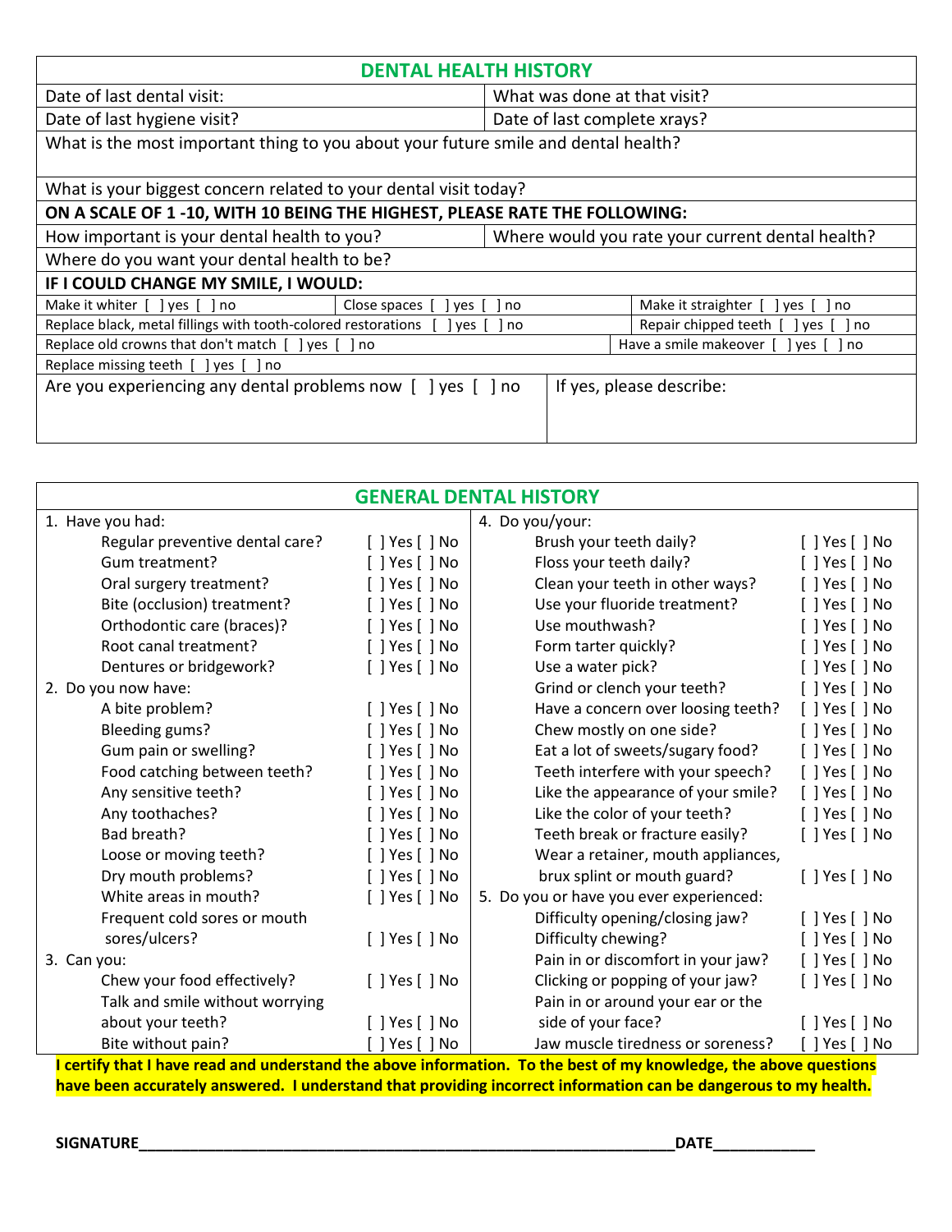## DENTAL HEALTH HISTORY

| | |
|---|---|
| Date of last dental visit: | What was done at that visit? |
| Date of last hygiene visit? | Date of last complete xrays? |
| What is the most important thing to you about your future smile and dental health? | |
| What is your biggest concern related to your dental visit today? | |

**ON A SCALE OF 1 -10, WITH 10 BEING THE HIGHEST, PLEASE RATE THE FOLLOWING:**

| | |
|---|---|
| How important is your dental health to you? | Where would you rate your current dental health? |
| Where do you want your dental health to be? | |

**IF I COULD CHANGE MY SMILE, I WOULD:**

| | | |
|---|---|---|
| Make it whiter [ ] yes [ ] no | Close spaces [ ] yes [ ] no | Make it straighter [ ] yes [ ] no |
| Replace black, metal fillings with tooth-colored restorations [ ] yes [ ] no | | Repair chipped teeth [ ] yes [ ] no |
| Replace old crowns that don't match [ ] yes [ ] no | | Have a smile makeover [ ] yes [ ] no |
| Replace missing teeth [ ] yes [ ] no | | |

| | |
|---|---|
| Are you experiencing any dental problems now [ ] yes [ ] no | If yes, please describe: |

## GENERAL DENTAL HISTORY

| | | | |
|---|---|---|---|
| 1. Have you had: | | 4. Do you/your: | |
| Regular preventive dental care? | [ ] Yes [ ] No | Brush your teeth daily? | [ ] Yes [ ] No |
| Gum treatment? | [ ] Yes [ ] No | Floss your teeth daily? | [ ] Yes [ ] No |
| Oral surgery treatment? | [ ] Yes [ ] No | Clean your teeth in other ways? | [ ] Yes [ ] No |
| Bite (occlusion) treatment? | [ ] Yes [ ] No | Use your fluoride treatment? | [ ] Yes [ ] No |
| Orthodontic care (braces)? | [ ] Yes [ ] No | Use mouthwash? | [ ] Yes [ ] No |
| Root canal treatment? | [ ] Yes [ ] No | Form tarter quickly? | [ ] Yes [ ] No |
| Dentures or bridgework? | [ ] Yes [ ] No | Use a water pick? | [ ] Yes [ ] No |
| 2. Do you now have: | | Grind or clench your teeth? | [ ] Yes [ ] No |
| A bite problem? | [ ] Yes [ ] No | Have a concern over loosing teeth? | [ ] Yes [ ] No |
| Bleeding gums? | [ ] Yes [ ] No | Chew mostly on one side? | [ ] Yes [ ] No |
| Gum pain or swelling? | [ ] Yes [ ] No | Eat a lot of sweets/sugary food? | [ ] Yes [ ] No |
| Food catching between teeth? | [ ] Yes [ ] No | Teeth interfere with your speech? | [ ] Yes [ ] No |
| Any sensitive teeth? | [ ] Yes [ ] No | Like the appearance of your smile? | [ ] Yes [ ] No |
| Any toothaches? | [ ] Yes [ ] No | Like the color of your teeth? | [ ] Yes [ ] No |
| Bad breath? | [ ] Yes [ ] No | Teeth break or fracture easily? | [ ] Yes [ ] No |
| Loose or moving teeth? | [ ] Yes [ ] No | Wear a retainer, mouth appliances, brux splint or mouth guard? | [ ] Yes [ ] No |
| Dry mouth problems? | [ ] Yes [ ] No | | |
| White areas in mouth? | [ ] Yes [ ] No | 5. Do you or have you ever experienced: | |
| Frequent cold sores or mouth sores/ulcers? | [ ] Yes [ ] No | Difficulty opening/closing jaw? | [ ] Yes [ ] No |
| | | Difficulty chewing? | [ ] Yes [ ] No |
| 3. Can you: | | Pain in or discomfort in your jaw? | [ ] Yes [ ] No |
| Chew your food effectively? | [ ] Yes [ ] No | Clicking or popping of your jaw? | [ ] Yes [ ] No |
| Talk and smile without worrying about your teeth? | [ ] Yes [ ] No | Pain in or around your ear or the side of your face? | [ ] Yes [ ] No |
| Bite without pain? | [ ] Yes [ ] No | Jaw muscle tiredness or soreness? | [ ] Yes [ ] No |

**I certify that I have read and understand the above information. To the best of my knowledge, the above questions have been accurately answered. I understand that providing incorrect information can be dangerous to my health.**

**SIGNATURE**\_\_\_\_\_\_\_\_\_\_\_\_\_\_\_\_\_\_\_\_\_\_\_\_\_\_\_\_\_\_\_\_\_\_\_\_\_\_\_\_\_\_\_\_\_\_\_\_\_\_\_\_\_\_\_\_\_\_\_\_**DATE**\_\_\_\_\_\_\_\_\_\_\_\_